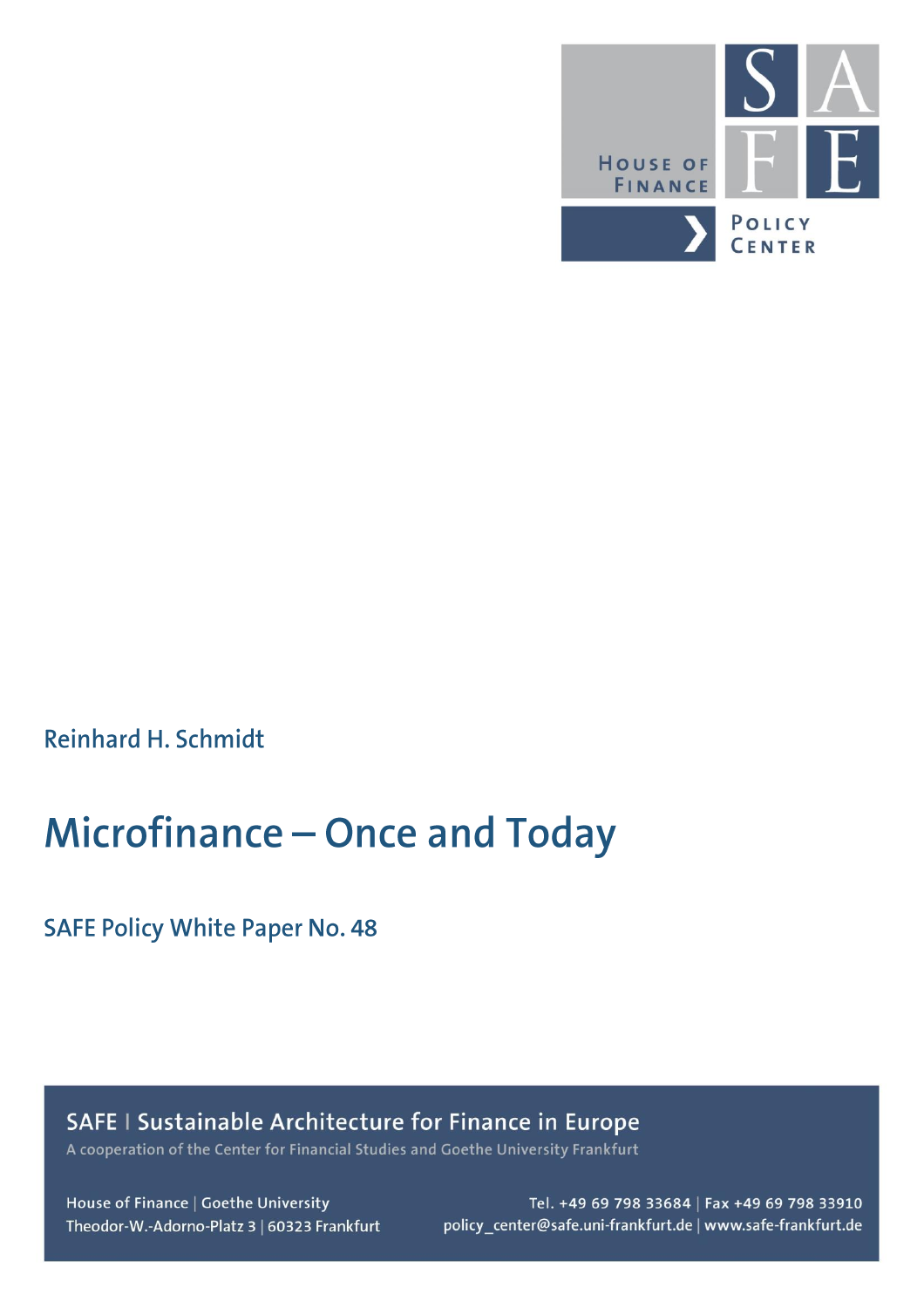House of Finance

SAFE

Policy Center

Reinhard H. Schmidt

# Microfinance – Once and Today

SAFE Policy White Paper No. 48

SAFE | Sustainable Architecture for Finance in Europe

A cooperation of the Center for Financial Studies and Goethe University Frankfurt

House of Finance | Goethe University
Theodor-W.-Adorno-Platz 3 | 60323 Frankfurt

Tel. +49 69 798 33684 | Fax +49 69 798 33910
policy_center@safe.uni-frankfurt.de | www.safe-frankfurt.de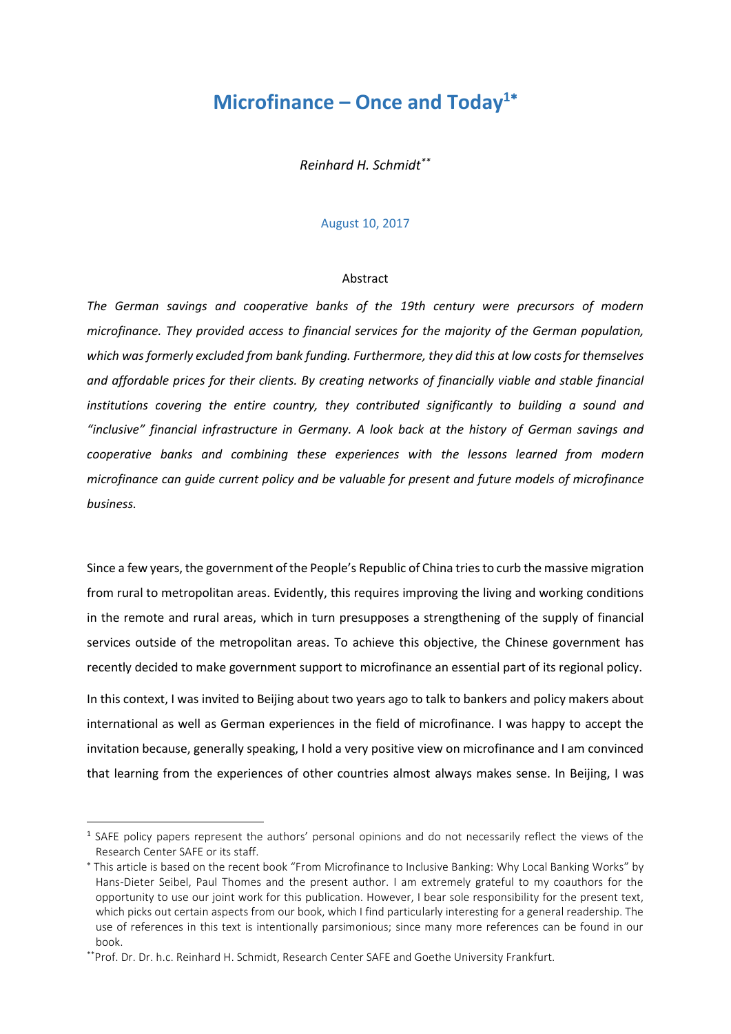# Microfinance – Once and Today[1*]

*Reinhard H. Schmidt[**]*

August 10, 2017

Abstract

*The German savings and cooperative banks of the 19th century were precursors of modern microfinance. They provided access to financial services for the majority of the German population, which was formerly excluded from bank funding. Furthermore, they did this at low costs for themselves and affordable prices for their clients. By creating networks of financially viable and stable financial institutions covering the entire country, they contributed significantly to building a sound and "inclusive" financial infrastructure in Germany. A look back at the history of German savings and cooperative banks and combining these experiences with the lessons learned from modern microfinance can guide current policy and be valuable for present and future models of microfinance business.*

Since a few years, the government of the People's Republic of China tries to curb the massive migration from rural to metropolitan areas. Evidently, this requires improving the living and working conditions in the remote and rural areas, which in turn presupposes a strengthening of the supply of financial services outside of the metropolitan areas. To achieve this objective, the Chinese government has recently decided to make government support to microfinance an essential part of its regional policy.

In this context, I was invited to Beijing about two years ago to talk to bankers and policy makers about international as well as German experiences in the field of microfinance. I was happy to accept the invitation because, generally speaking, I hold a very positive view on microfinance and I am convinced that learning from the experiences of other countries almost always makes sense. In Beijing, I was

---

[1] SAFE policy papers represent the authors' personal opinions and do not necessarily reflect the views of the Research Center SAFE or its staff.

[*] This article is based on the recent book "From Microfinance to Inclusive Banking: Why Local Banking Works" by Hans-Dieter Seibel, Paul Thomes and the present author. I am extremely grateful to my coauthors for the opportunity to use our joint work for this publication. However, I bear sole responsibility for the present text, which picks out certain aspects from our book, which I find particularly interesting for a general readership. The use of references in this text is intentionally parsimonious; since many more references can be found in our book.

[**] Prof. Dr. Dr. h.c. Reinhard H. Schmidt, Research Center SAFE and Goethe University Frankfurt.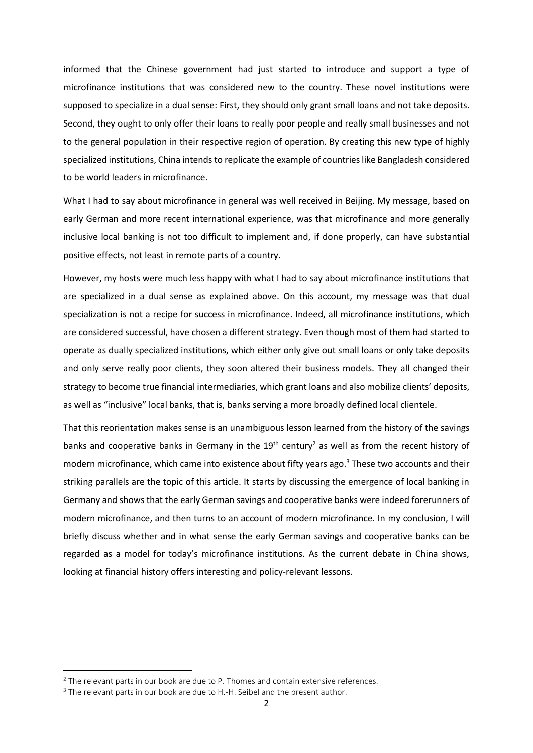informed that the Chinese government had just started to introduce and support a type of microfinance institutions that was considered new to the country. These novel institutions were supposed to specialize in a dual sense: First, they should only grant small loans and not take deposits. Second, they ought to only offer their loans to really poor people and really small businesses and not to the general population in their respective region of operation. By creating this new type of highly specialized institutions, China intends to replicate the example of countries like Bangladesh considered to be world leaders in microfinance.

What I had to say about microfinance in general was well received in Beijing. My message, based on early German and more recent international experience, was that microfinance and more generally inclusive local banking is not too difficult to implement and, if done properly, can have substantial positive effects, not least in remote parts of a country.

However, my hosts were much less happy with what I had to say about microfinance institutions that are specialized in a dual sense as explained above. On this account, my message was that dual specialization is not a recipe for success in microfinance. Indeed, all microfinance institutions, which are considered successful, have chosen a different strategy. Even though most of them had started to operate as dually specialized institutions, which either only give out small loans or only take deposits and only serve really poor clients, they soon altered their business models. They all changed their strategy to become true financial intermediaries, which grant loans and also mobilize clients' deposits, as well as "inclusive" local banks, that is, banks serving a more broadly defined local clientele.

That this reorientation makes sense is an unambiguous lesson learned from the history of the savings banks and cooperative banks in Germany in the 19th century[2] as well as from the recent history of modern microfinance, which came into existence about fifty years ago.[3] These two accounts and their striking parallels are the topic of this article. It starts by discussing the emergence of local banking in Germany and shows that the early German savings and cooperative banks were indeed forerunners of modern microfinance, and then turns to an account of modern microfinance. In my conclusion, I will briefly discuss whether and in what sense the early German savings and cooperative banks can be regarded as a model for today's microfinance institutions. As the current debate in China shows, looking at financial history offers interesting and policy-relevant lessons.

[2] The relevant parts in our book are due to P. Thomes and contain extensive references.

[3] The relevant parts in our book are due to H.-H. Seibel and the present author.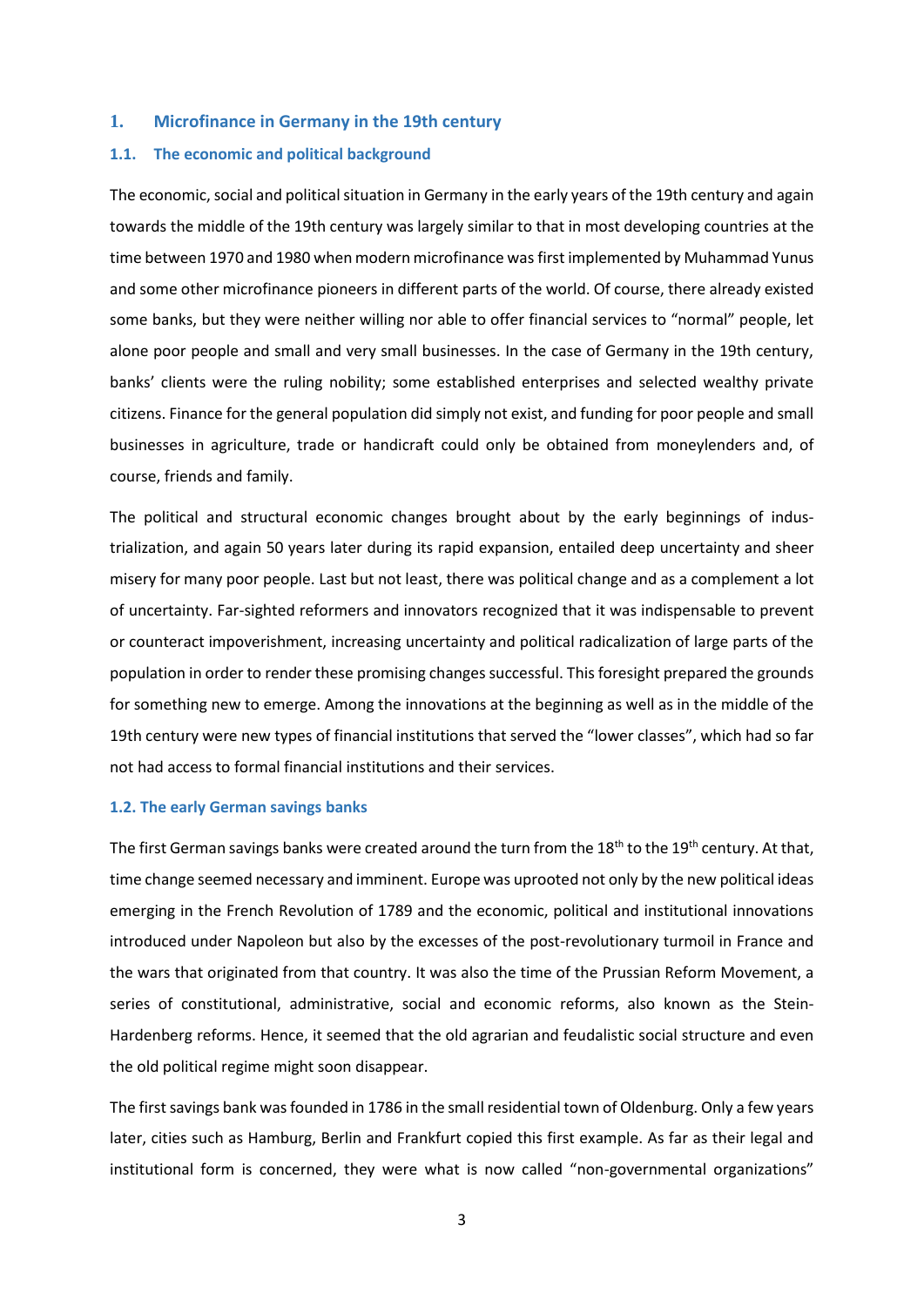## 1. Microfinance in Germany in the 19th century

### 1.1. The economic and political background

The economic, social and political situation in Germany in the early years of the 19th century and again towards the middle of the 19th century was largely similar to that in most developing countries at the time between 1970 and 1980 when modern microfinance was first implemented by Muhammad Yunus and some other microfinance pioneers in different parts of the world. Of course, there already existed some banks, but they were neither willing nor able to offer financial services to "normal" people, let alone poor people and small and very small businesses. In the case of Germany in the 19th century, banks' clients were the ruling nobility; some established enterprises and selected wealthy private citizens. Finance for the general population did simply not exist, and funding for poor people and small businesses in agriculture, trade or handicraft could only be obtained from moneylenders and, of course, friends and family.

The political and structural economic changes brought about by the early beginnings of industrialization, and again 50 years later during its rapid expansion, entailed deep uncertainty and sheer misery for many poor people. Last but not least, there was political change and as a complement a lot of uncertainty. Far-sighted reformers and innovators recognized that it was indispensable to prevent or counteract impoverishment, increasing uncertainty and political radicalization of large parts of the population in order to render these promising changes successful. This foresight prepared the grounds for something new to emerge. Among the innovations at the beginning as well as in the middle of the 19th century were new types of financial institutions that served the "lower classes", which had so far not had access to formal financial institutions and their services.

### 1.2. The early German savings banks

The first German savings banks were created around the turn from the 18th to the 19th century. At that, time change seemed necessary and imminent. Europe was uprooted not only by the new political ideas emerging in the French Revolution of 1789 and the economic, political and institutional innovations introduced under Napoleon but also by the excesses of the post-revolutionary turmoil in France and the wars that originated from that country. It was also the time of the Prussian Reform Movement, a series of constitutional, administrative, social and economic reforms, also known as the Stein-Hardenberg reforms. Hence, it seemed that the old agrarian and feudalistic social structure and even the old political regime might soon disappear.

The first savings bank was founded in 1786 in the small residential town of Oldenburg. Only a few years later, cities such as Hamburg, Berlin and Frankfurt copied this first example. As far as their legal and institutional form is concerned, they were what is now called "non-governmental organizations"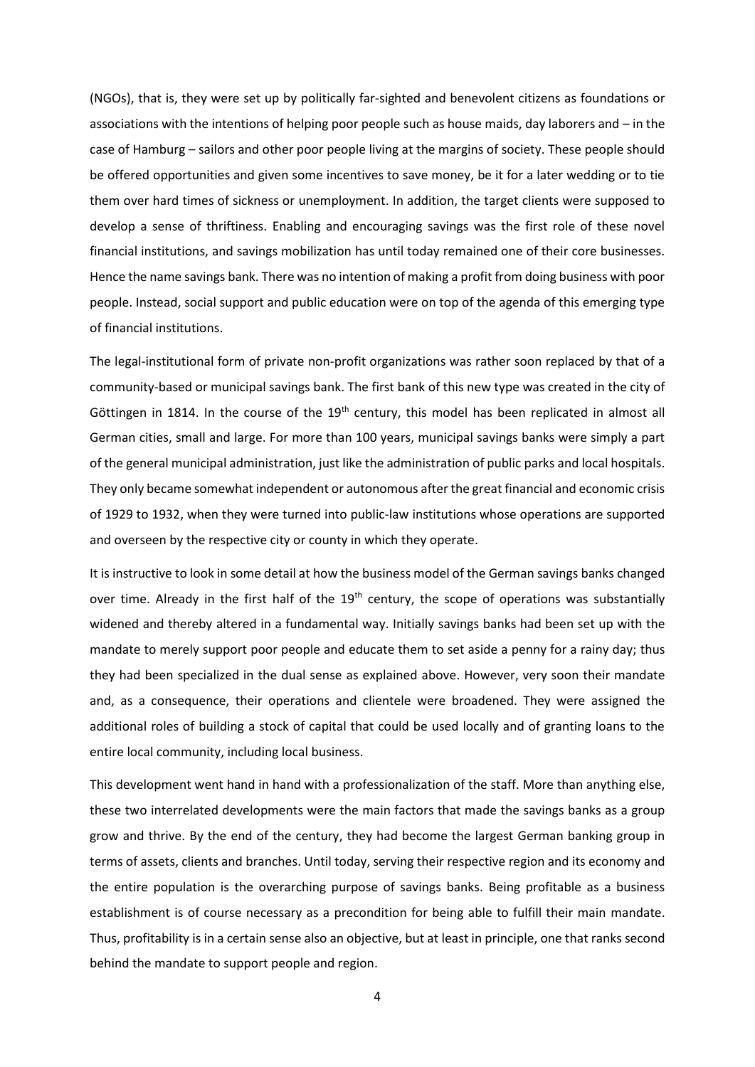(NGOs), that is, they were set up by politically far-sighted and benevolent citizens as foundations or associations with the intentions of helping poor people such as house maids, day laborers and – in the case of Hamburg – sailors and other poor people living at the margins of society. These people should be offered opportunities and given some incentives to save money, be it for a later wedding or to tie them over hard times of sickness or unemployment. In addition, the target clients were supposed to develop a sense of thriftiness. Enabling and encouraging savings was the first role of these novel financial institutions, and savings mobilization has until today remained one of their core businesses. Hence the name savings bank. There was no intention of making a profit from doing business with poor people. Instead, social support and public education were on top of the agenda of this emerging type of financial institutions.

The legal-institutional form of private non-profit organizations was rather soon replaced by that of a community-based or municipal savings bank. The first bank of this new type was created in the city of Göttingen in 1814. In the course of the 19th century, this model has been replicated in almost all German cities, small and large. For more than 100 years, municipal savings banks were simply a part of the general municipal administration, just like the administration of public parks and local hospitals. They only became somewhat independent or autonomous after the great financial and economic crisis of 1929 to 1932, when they were turned into public-law institutions whose operations are supported and overseen by the respective city or county in which they operate.

It is instructive to look in some detail at how the business model of the German savings banks changed over time. Already in the first half of the 19th century, the scope of operations was substantially widened and thereby altered in a fundamental way. Initially savings banks had been set up with the mandate to merely support poor people and educate them to set aside a penny for a rainy day; thus they had been specialized in the dual sense as explained above. However, very soon their mandate and, as a consequence, their operations and clientele were broadened. They were assigned the additional roles of building a stock of capital that could be used locally and of granting loans to the entire local community, including local business.

This development went hand in hand with a professionalization of the staff. More than anything else, these two interrelated developments were the main factors that made the savings banks as a group grow and thrive. By the end of the century, they had become the largest German banking group in terms of assets, clients and branches. Until today, serving their respective region and its economy and the entire population is the overarching purpose of savings banks. Being profitable as a business establishment is of course necessary as a precondition for being able to fulfill their main mandate. Thus, profitability is in a certain sense also an objective, but at least in principle, one that ranks second behind the mandate to support people and region.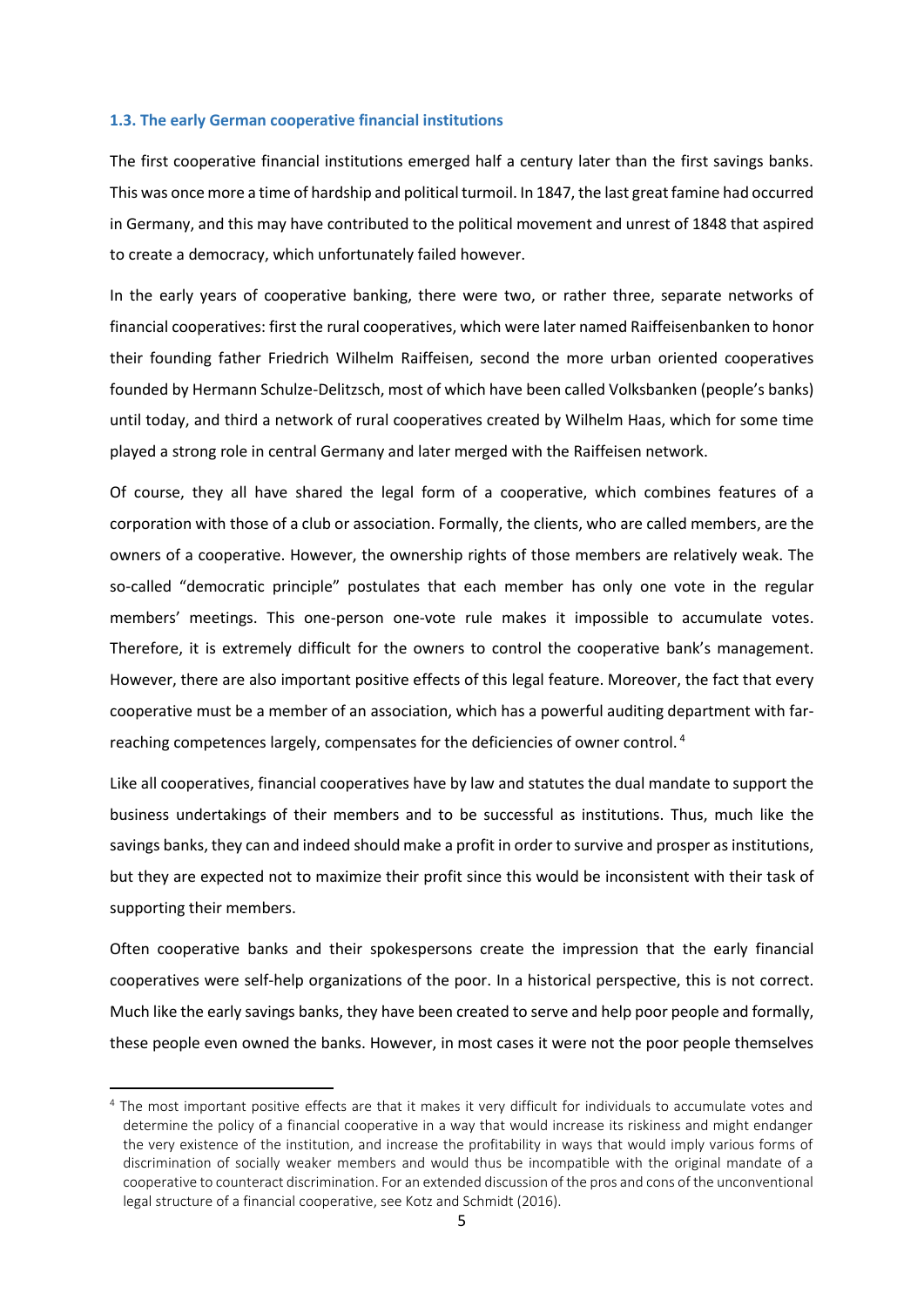### 1.3. The early German cooperative financial institutions

The first cooperative financial institutions emerged half a century later than the first savings banks. This was once more a time of hardship and political turmoil. In 1847, the last great famine had occurred in Germany, and this may have contributed to the political movement and unrest of 1848 that aspired to create a democracy, which unfortunately failed however.

In the early years of cooperative banking, there were two, or rather three, separate networks of financial cooperatives: first the rural cooperatives, which were later named Raiffeisenbanken to honor their founding father Friedrich Wilhelm Raiffeisen, second the more urban oriented cooperatives founded by Hermann Schulze-Delitzsch, most of which have been called Volksbanken (people's banks) until today, and third a network of rural cooperatives created by Wilhelm Haas, which for some time played a strong role in central Germany and later merged with the Raiffeisen network.

Of course, they all have shared the legal form of a cooperative, which combines features of a corporation with those of a club or association. Formally, the clients, who are called members, are the owners of a cooperative. However, the ownership rights of those members are relatively weak. The so-called "democratic principle" postulates that each member has only one vote in the regular members' meetings. This one-person one-vote rule makes it impossible to accumulate votes. Therefore, it is extremely difficult for the owners to control the cooperative bank's management. However, there are also important positive effects of this legal feature. Moreover, the fact that every cooperative must be a member of an association, which has a powerful auditing department with far-reaching competences largely, compensates for the deficiencies of owner control. [4]

Like all cooperatives, financial cooperatives have by law and statutes the dual mandate to support the business undertakings of their members and to be successful as institutions. Thus, much like the savings banks, they can and indeed should make a profit in order to survive and prosper as institutions, but they are expected not to maximize their profit since this would be inconsistent with their task of supporting their members.

Often cooperative banks and their spokespersons create the impression that the early financial cooperatives were self-help organizations of the poor. In a historical perspective, this is not correct. Much like the early savings banks, they have been created to serve and help poor people and formally, these people even owned the banks. However, in most cases it were not the poor people themselves

---

[4] The most important positive effects are that it makes it very difficult for individuals to accumulate votes and determine the policy of a financial cooperative in a way that would increase its riskiness and might endanger the very existence of the institution, and increase the profitability in ways that would imply various forms of discrimination of socially weaker members and would thus be incompatible with the original mandate of a cooperative to counteract discrimination. For an extended discussion of the pros and cons of the unconventional legal structure of a financial cooperative, see Kotz and Schmidt (2016).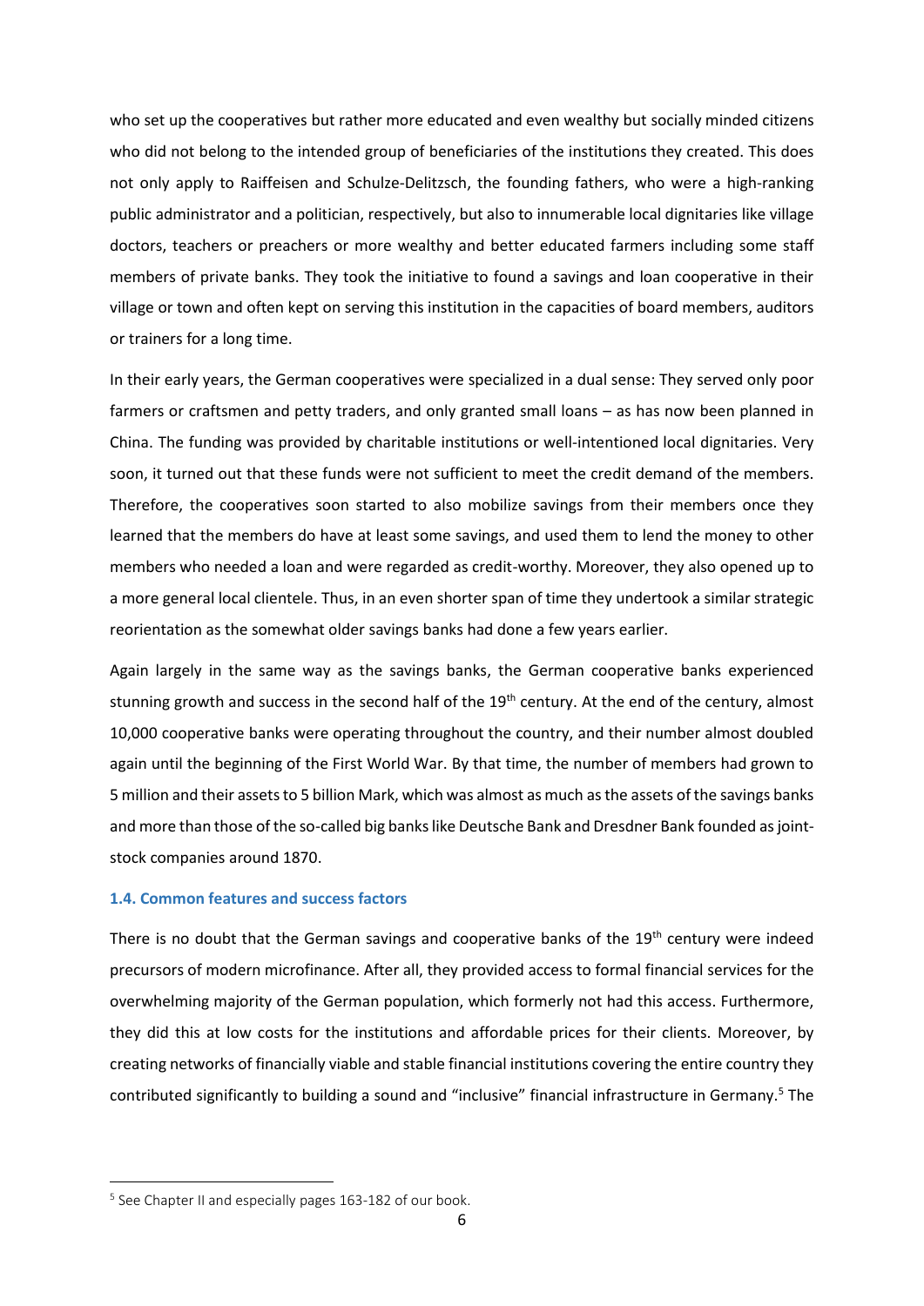who set up the cooperatives but rather more educated and even wealthy but socially minded citizens who did not belong to the intended group of beneficiaries of the institutions they created. This does not only apply to Raiffeisen and Schulze-Delitzsch, the founding fathers, who were a high-ranking public administrator and a politician, respectively, but also to innumerable local dignitaries like village doctors, teachers or preachers or more wealthy and better educated farmers including some staff members of private banks. They took the initiative to found a savings and loan cooperative in their village or town and often kept on serving this institution in the capacities of board members, auditors or trainers for a long time.

In their early years, the German cooperatives were specialized in a dual sense: They served only poor farmers or craftsmen and petty traders, and only granted small loans – as has now been planned in China. The funding was provided by charitable institutions or well-intentioned local dignitaries. Very soon, it turned out that these funds were not sufficient to meet the credit demand of the members. Therefore, the cooperatives soon started to also mobilize savings from their members once they learned that the members do have at least some savings, and used them to lend the money to other members who needed a loan and were regarded as credit-worthy. Moreover, they also opened up to a more general local clientele. Thus, in an even shorter span of time they undertook a similar strategic reorientation as the somewhat older savings banks had done a few years earlier.

Again largely in the same way as the savings banks, the German cooperative banks experienced stunning growth and success in the second half of the 19th century. At the end of the century, almost 10,000 cooperative banks were operating throughout the country, and their number almost doubled again until the beginning of the First World War. By that time, the number of members had grown to 5 million and their assets to 5 billion Mark, which was almost as much as the assets of the savings banks and more than those of the so-called big banks like Deutsche Bank and Dresdner Bank founded as joint-stock companies around 1870.

### 1.4. Common features and success factors

There is no doubt that the German savings and cooperative banks of the 19th century were indeed precursors of modern microfinance. After all, they provided access to formal financial services for the overwhelming majority of the German population, which formerly not had this access. Furthermore, they did this at low costs for the institutions and affordable prices for their clients. Moreover, by creating networks of financially viable and stable financial institutions covering the entire country they contributed significantly to building a sound and "inclusive" financial infrastructure in Germany.[5] The

[5] See Chapter II and especially pages 163-182 of our book.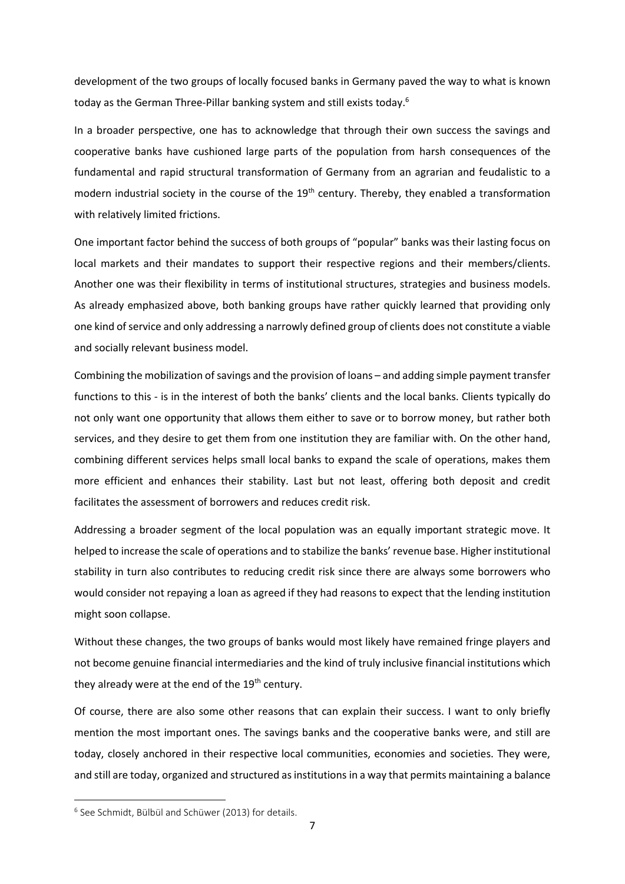development of the two groups of locally focused banks in Germany paved the way to what is known today as the German Three-Pillar banking system and still exists today.[6]

In a broader perspective, one has to acknowledge that through their own success the savings and cooperative banks have cushioned large parts of the population from harsh consequences of the fundamental and rapid structural transformation of Germany from an agrarian and feudalistic to a modern industrial society in the course of the 19th century. Thereby, they enabled a transformation with relatively limited frictions.

One important factor behind the success of both groups of "popular" banks was their lasting focus on local markets and their mandates to support their respective regions and their members/clients. Another one was their flexibility in terms of institutional structures, strategies and business models. As already emphasized above, both banking groups have rather quickly learned that providing only one kind of service and only addressing a narrowly defined group of clients does not constitute a viable and socially relevant business model.

Combining the mobilization of savings and the provision of loans – and adding simple payment transfer functions to this - is in the interest of both the banks' clients and the local banks. Clients typically do not only want one opportunity that allows them either to save or to borrow money, but rather both services, and they desire to get them from one institution they are familiar with. On the other hand, combining different services helps small local banks to expand the scale of operations, makes them more efficient and enhances their stability. Last but not least, offering both deposit and credit facilitates the assessment of borrowers and reduces credit risk.

Addressing a broader segment of the local population was an equally important strategic move. It helped to increase the scale of operations and to stabilize the banks' revenue base. Higher institutional stability in turn also contributes to reducing credit risk since there are always some borrowers who would consider not repaying a loan as agreed if they had reasons to expect that the lending institution might soon collapse.

Without these changes, the two groups of banks would most likely have remained fringe players and not become genuine financial intermediaries and the kind of truly inclusive financial institutions which they already were at the end of the 19th century.

Of course, there are also some other reasons that can explain their success. I want to only briefly mention the most important ones. The savings banks and the cooperative banks were, and still are today, closely anchored in their respective local communities, economies and societies. They were, and still are today, organized and structured as institutions in a way that permits maintaining a balance

[6] See Schmidt, Bülbül and Schüwer (2013) for details.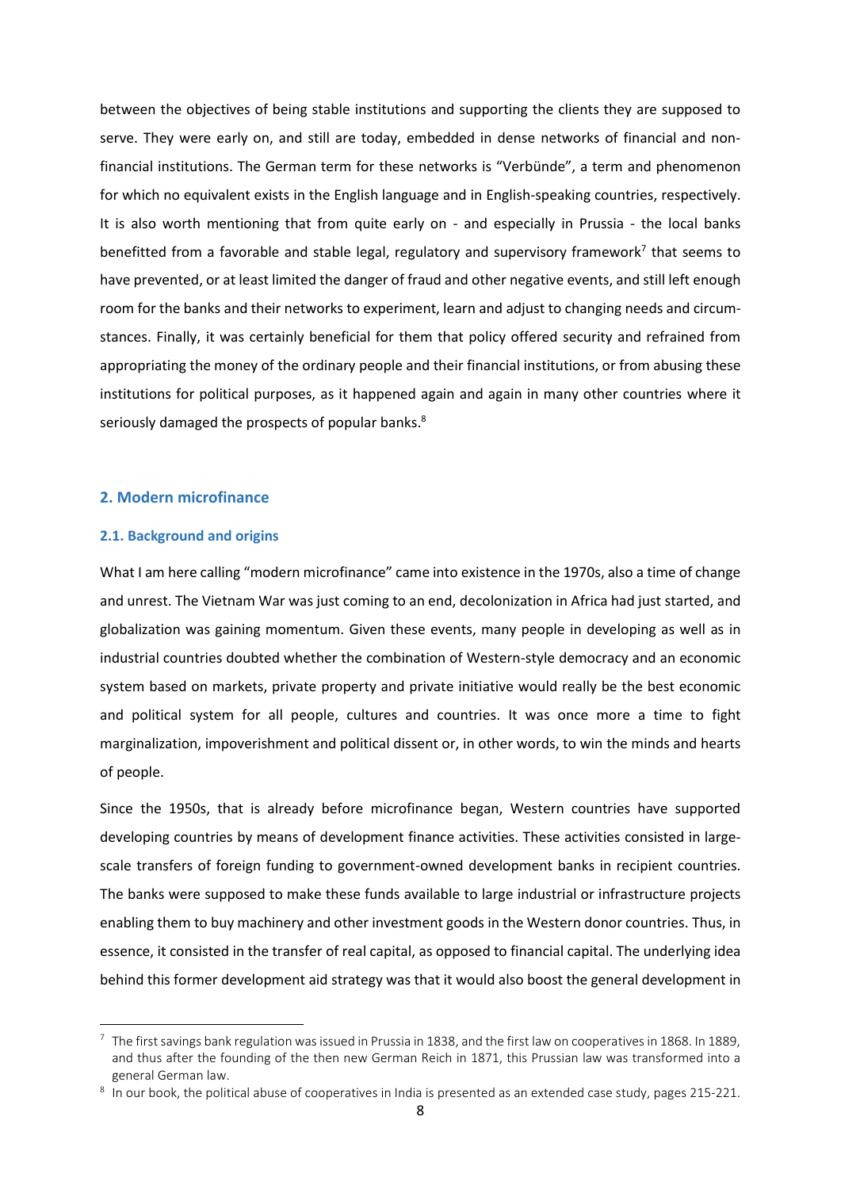between the objectives of being stable institutions and supporting the clients they are supposed to serve. They were early on, and still are today, embedded in dense networks of financial and non-financial institutions. The German term for these networks is "Verbünde", a term and phenomenon for which no equivalent exists in the English language and in English-speaking countries, respectively. It is also worth mentioning that from quite early on - and especially in Prussia - the local banks benefitted from a favorable and stable legal, regulatory and supervisory framework[7] that seems to have prevented, or at least limited the danger of fraud and other negative events, and still left enough room for the banks and their networks to experiment, learn and adjust to changing needs and circumstances. Finally, it was certainly beneficial for them that policy offered security and refrained from appropriating the money of the ordinary people and their financial institutions, or from abusing these institutions for political purposes, as it happened again and again in many other countries where it seriously damaged the prospects of popular banks.[8]

## 2. Modern microfinance

### 2.1. Background and origins

What I am here calling "modern microfinance" came into existence in the 1970s, also a time of change and unrest. The Vietnam War was just coming to an end, decolonization in Africa had just started, and globalization was gaining momentum. Given these events, many people in developing as well as in industrial countries doubted whether the combination of Western-style democracy and an economic system based on markets, private property and private initiative would really be the best economic and political system for all people, cultures and countries. It was once more a time to fight marginalization, impoverishment and political dissent or, in other words, to win the minds and hearts of people.

Since the 1950s, that is already before microfinance began, Western countries have supported developing countries by means of development finance activities. These activities consisted in large-scale transfers of foreign funding to government-owned development banks in recipient countries. The banks were supposed to make these funds available to large industrial or infrastructure projects enabling them to buy machinery and other investment goods in the Western donor countries. Thus, in essence, it consisted in the transfer of real capital, as opposed to financial capital. The underlying idea behind this former development aid strategy was that it would also boost the general development in

---

[7] The first savings bank regulation was issued in Prussia in 1838, and the first law on cooperatives in 1868. In 1889, and thus after the founding of the then new German Reich in 1871, this Prussian law was transformed into a general German law.

[8] In our book, the political abuse of cooperatives in India is presented as an extended case study, pages 215-221.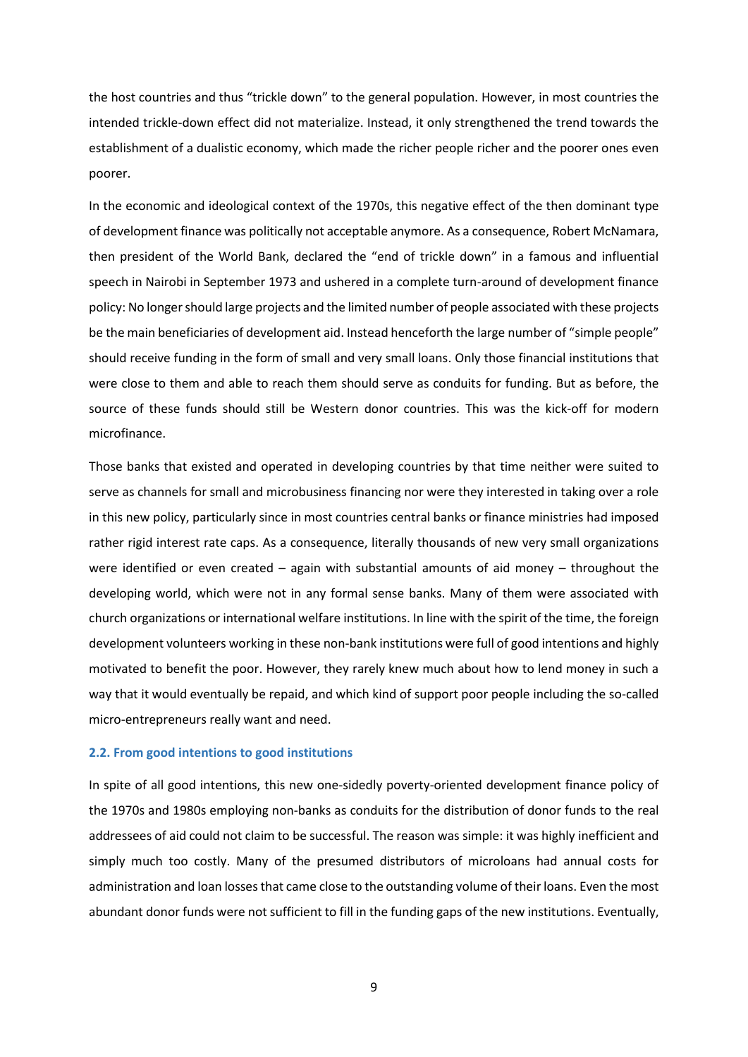the host countries and thus "trickle down" to the general population. However, in most countries the intended trickle-down effect did not materialize. Instead, it only strengthened the trend towards the establishment of a dualistic economy, which made the richer people richer and the poorer ones even poorer.

In the economic and ideological context of the 1970s, this negative effect of the then dominant type of development finance was politically not acceptable anymore. As a consequence, Robert McNamara, then president of the World Bank, declared the "end of trickle down" in a famous and influential speech in Nairobi in September 1973 and ushered in a complete turn-around of development finance policy: No longer should large projects and the limited number of people associated with these projects be the main beneficiaries of development aid. Instead henceforth the large number of "simple people" should receive funding in the form of small and very small loans. Only those financial institutions that were close to them and able to reach them should serve as conduits for funding. But as before, the source of these funds should still be Western donor countries. This was the kick-off for modern microfinance.

Those banks that existed and operated in developing countries by that time neither were suited to serve as channels for small and microbusiness financing nor were they interested in taking over a role in this new policy, particularly since in most countries central banks or finance ministries had imposed rather rigid interest rate caps. As a consequence, literally thousands of new very small organizations were identified or even created – again with substantial amounts of aid money – throughout the developing world, which were not in any formal sense banks. Many of them were associated with church organizations or international welfare institutions. In line with the spirit of the time, the foreign development volunteers working in these non-bank institutions were full of good intentions and highly motivated to benefit the poor. However, they rarely knew much about how to lend money in such a way that it would eventually be repaid, and which kind of support poor people including the so-called micro-entrepreneurs really want and need.

### 2.2. From good intentions to good institutions

In spite of all good intentions, this new one-sidedly poverty-oriented development finance policy of the 1970s and 1980s employing non-banks as conduits for the distribution of donor funds to the real addressees of aid could not claim to be successful. The reason was simple: it was highly inefficient and simply much too costly. Many of the presumed distributors of microloans had annual costs for administration and loan losses that came close to the outstanding volume of their loans. Even the most abundant donor funds were not sufficient to fill in the funding gaps of the new institutions. Eventually,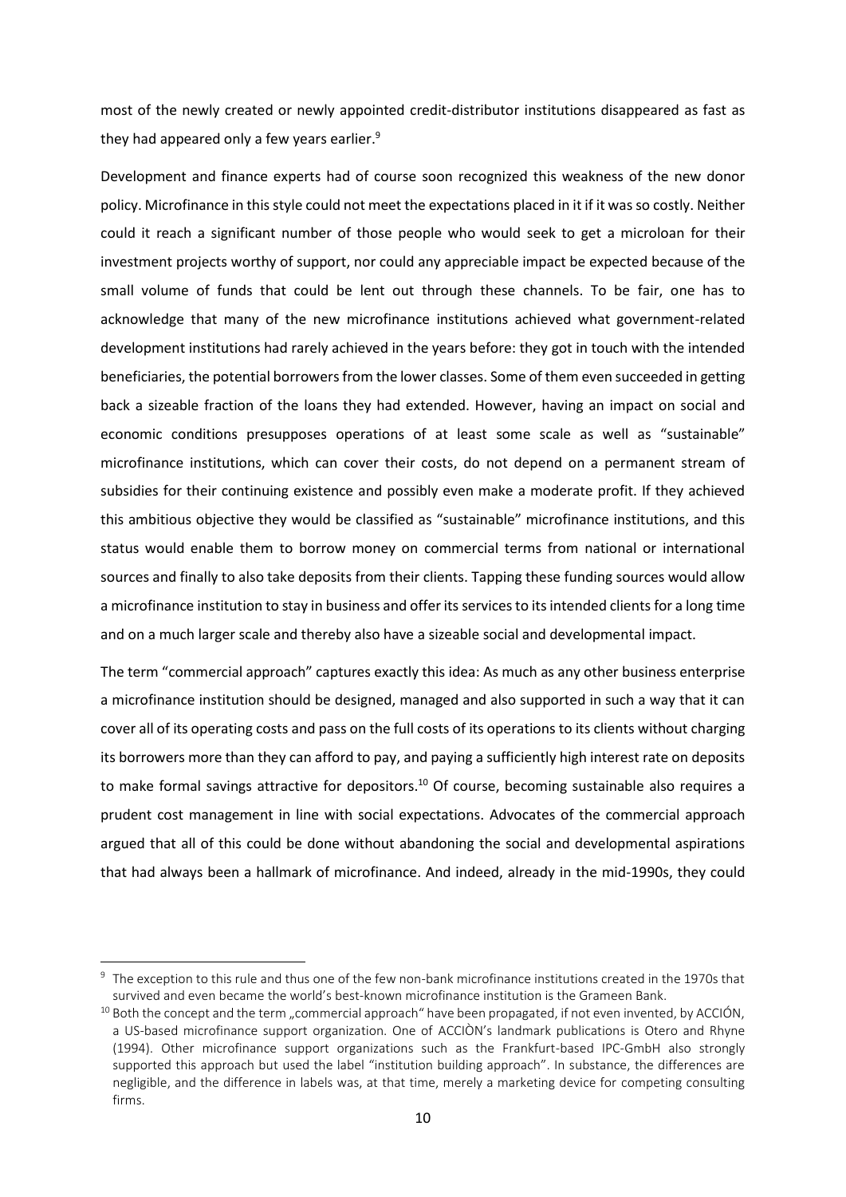most of the newly created or newly appointed credit-distributor institutions disappeared as fast as they had appeared only a few years earlier.[9]

Development and finance experts had of course soon recognized this weakness of the new donor policy. Microfinance in this style could not meet the expectations placed in it if it was so costly. Neither could it reach a significant number of those people who would seek to get a microloan for their investment projects worthy of support, nor could any appreciable impact be expected because of the small volume of funds that could be lent out through these channels. To be fair, one has to acknowledge that many of the new microfinance institutions achieved what government-related development institutions had rarely achieved in the years before: they got in touch with the intended beneficiaries, the potential borrowers from the lower classes. Some of them even succeeded in getting back a sizeable fraction of the loans they had extended. However, having an impact on social and economic conditions presupposes operations of at least some scale as well as "sustainable" microfinance institutions, which can cover their costs, do not depend on a permanent stream of subsidies for their continuing existence and possibly even make a moderate profit. If they achieved this ambitious objective they would be classified as "sustainable" microfinance institutions, and this status would enable them to borrow money on commercial terms from national or international sources and finally to also take deposits from their clients. Tapping these funding sources would allow a microfinance institution to stay in business and offer its services to its intended clients for a long time and on a much larger scale and thereby also have a sizeable social and developmental impact.

The term "commercial approach" captures exactly this idea: As much as any other business enterprise a microfinance institution should be designed, managed and also supported in such a way that it can cover all of its operating costs and pass on the full costs of its operations to its clients without charging its borrowers more than they can afford to pay, and paying a sufficiently high interest rate on deposits to make formal savings attractive for depositors.[10] Of course, becoming sustainable also requires a prudent cost management in line with social expectations. Advocates of the commercial approach argued that all of this could be done without abandoning the social and developmental aspirations that had always been a hallmark of microfinance. And indeed, already in the mid-1990s, they could

[9] The exception to this rule and thus one of the few non-bank microfinance institutions created in the 1970s that survived and even became the world's best-known microfinance institution is the Grameen Bank.

[10] Both the concept and the term „commercial approach" have been propagated, if not even invented, by ACCIÓN, a US-based microfinance support organization. One of ACCIÒN's landmark publications is Otero and Rhyne (1994). Other microfinance support organizations such as the Frankfurt-based IPC-GmbH also strongly supported this approach but used the label "institution building approach". In substance, the differences are negligible, and the difference in labels was, at that time, merely a marketing device for competing consulting firms.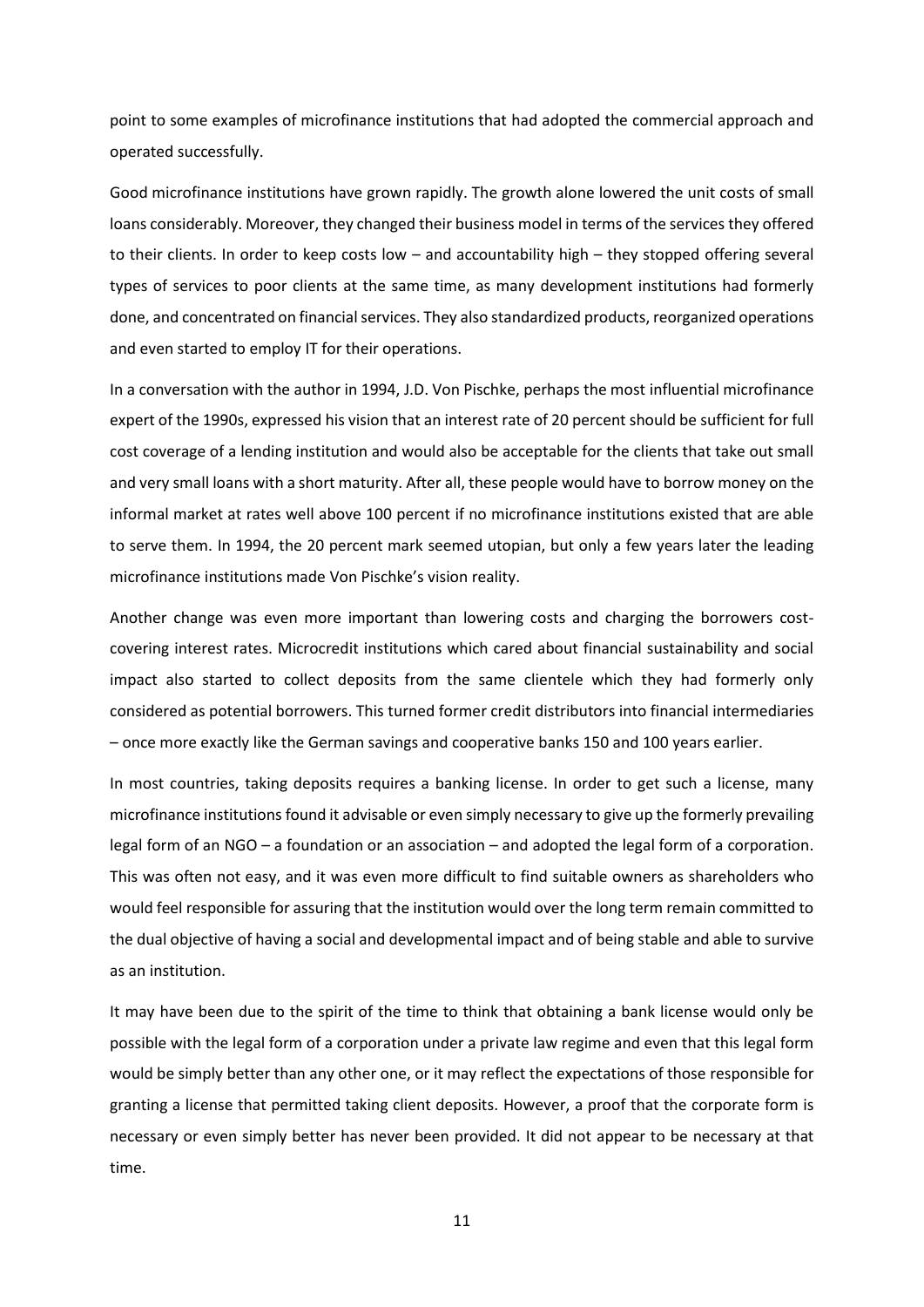point to some examples of microfinance institutions that had adopted the commercial approach and operated successfully.

Good microfinance institutions have grown rapidly. The growth alone lowered the unit costs of small loans considerably. Moreover, they changed their business model in terms of the services they offered to their clients. In order to keep costs low – and accountability high – they stopped offering several types of services to poor clients at the same time, as many development institutions had formerly done, and concentrated on financial services. They also standardized products, reorganized operations and even started to employ IT for their operations.

In a conversation with the author in 1994, J.D. Von Pischke, perhaps the most influential microfinance expert of the 1990s, expressed his vision that an interest rate of 20 percent should be sufficient for full cost coverage of a lending institution and would also be acceptable for the clients that take out small and very small loans with a short maturity. After all, these people would have to borrow money on the informal market at rates well above 100 percent if no microfinance institutions existed that are able to serve them. In 1994, the 20 percent mark seemed utopian, but only a few years later the leading microfinance institutions made Von Pischke's vision reality.

Another change was even more important than lowering costs and charging the borrowers cost-covering interest rates. Microcredit institutions which cared about financial sustainability and social impact also started to collect deposits from the same clientele which they had formerly only considered as potential borrowers. This turned former credit distributors into financial intermediaries – once more exactly like the German savings and cooperative banks 150 and 100 years earlier.

In most countries, taking deposits requires a banking license. In order to get such a license, many microfinance institutions found it advisable or even simply necessary to give up the formerly prevailing legal form of an NGO – a foundation or an association – and adopted the legal form of a corporation. This was often not easy, and it was even more difficult to find suitable owners as shareholders who would feel responsible for assuring that the institution would over the long term remain committed to the dual objective of having a social and developmental impact and of being stable and able to survive as an institution.

It may have been due to the spirit of the time to think that obtaining a bank license would only be possible with the legal form of a corporation under a private law regime and even that this legal form would be simply better than any other one, or it may reflect the expectations of those responsible for granting a license that permitted taking client deposits. However, a proof that the corporate form is necessary or even simply better has never been provided. It did not appear to be necessary at that time.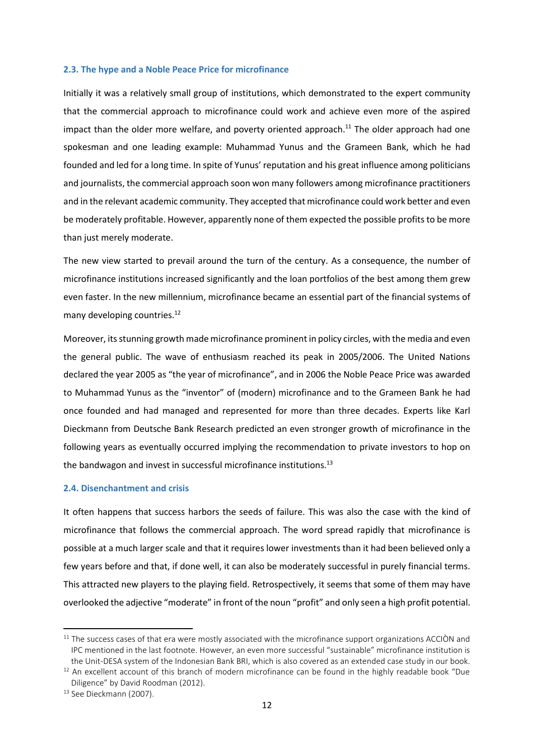### 2.3. The hype and a Noble Peace Price for microfinance

Initially it was a relatively small group of institutions, which demonstrated to the expert community that the commercial approach to microfinance could work and achieve even more of the aspired impact than the older more welfare, and poverty oriented approach.[11] The older approach had one spokesman and one leading example: Muhammad Yunus and the Grameen Bank, which he had founded and led for a long time. In spite of Yunus' reputation and his great influence among politicians and journalists, the commercial approach soon won many followers among microfinance practitioners and in the relevant academic community. They accepted that microfinance could work better and even be moderately profitable. However, apparently none of them expected the possible profits to be more than just merely moderate.

The new view started to prevail around the turn of the century. As a consequence, the number of microfinance institutions increased significantly and the loan portfolios of the best among them grew even faster. In the new millennium, microfinance became an essential part of the financial systems of many developing countries.[12]

Moreover, its stunning growth made microfinance prominent in policy circles, with the media and even the general public. The wave of enthusiasm reached its peak in 2005/2006. The United Nations declared the year 2005 as "the year of microfinance", and in 2006 the Noble Peace Price was awarded to Muhammad Yunus as the "inventor" of (modern) microfinance and to the Grameen Bank he had once founded and had managed and represented for more than three decades. Experts like Karl Dieckmann from Deutsche Bank Research predicted an even stronger growth of microfinance in the following years as eventually occurred implying the recommendation to private investors to hop on the bandwagon and invest in successful microfinance institutions.[13]

### 2.4. Disenchantment and crisis

It often happens that success harbors the seeds of failure. This was also the case with the kind of microfinance that follows the commercial approach. The word spread rapidly that microfinance is possible at a much larger scale and that it requires lower investments than it had been believed only a few years before and that, if done well, it can also be moderately successful in purely financial terms. This attracted new players to the playing field. Retrospectively, it seems that some of them may have overlooked the adjective "moderate" in front of the noun "profit" and only seen a high profit potential.

---

[11] The success cases of that era were mostly associated with the microfinance support organizations ACCIÒN and IPC mentioned in the last footnote. However, an even more successful "sustainable" microfinance institution is the Unit-DESA system of the Indonesian Bank BRI, which is also covered as an extended case study in our book.

[12] An excellent account of this branch of modern microfinance can be found in the highly readable book "Due Diligence" by David Roodman (2012).

[13] See Dieckmann (2007).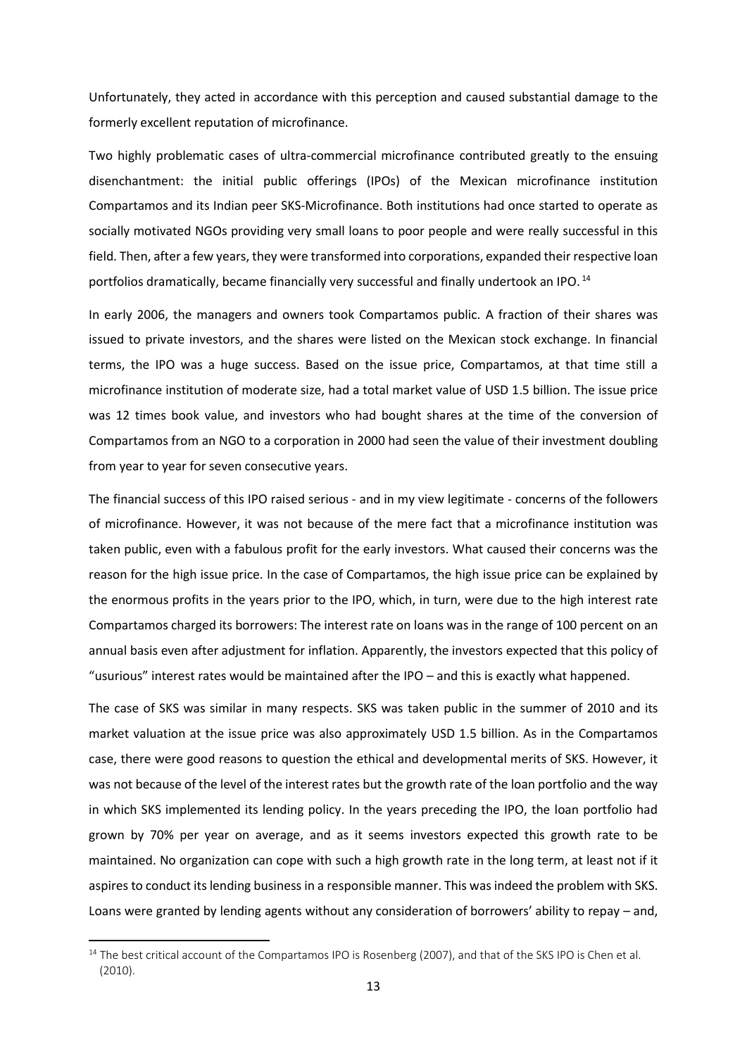Unfortunately, they acted in accordance with this perception and caused substantial damage to the formerly excellent reputation of microfinance.

Two highly problematic cases of ultra-commercial microfinance contributed greatly to the ensuing disenchantment: the initial public offerings (IPOs) of the Mexican microfinance institution Compartamos and its Indian peer SKS-Microfinance. Both institutions had once started to operate as socially motivated NGOs providing very small loans to poor people and were really successful in this field. Then, after a few years, they were transformed into corporations, expanded their respective loan portfolios dramatically, became financially very successful and finally undertook an IPO.[14]

In early 2006, the managers and owners took Compartamos public. A fraction of their shares was issued to private investors, and the shares were listed on the Mexican stock exchange. In financial terms, the IPO was a huge success. Based on the issue price, Compartamos, at that time still a microfinance institution of moderate size, had a total market value of USD 1.5 billion. The issue price was 12 times book value, and investors who had bought shares at the time of the conversion of Compartamos from an NGO to a corporation in 2000 had seen the value of their investment doubling from year to year for seven consecutive years.

The financial success of this IPO raised serious - and in my view legitimate - concerns of the followers of microfinance. However, it was not because of the mere fact that a microfinance institution was taken public, even with a fabulous profit for the early investors. What caused their concerns was the reason for the high issue price. In the case of Compartamos, the high issue price can be explained by the enormous profits in the years prior to the IPO, which, in turn, were due to the high interest rate Compartamos charged its borrowers: The interest rate on loans was in the range of 100 percent on an annual basis even after adjustment for inflation. Apparently, the investors expected that this policy of "usurious" interest rates would be maintained after the IPO – and this is exactly what happened.

The case of SKS was similar in many respects. SKS was taken public in the summer of 2010 and its market valuation at the issue price was also approximately USD 1.5 billion. As in the Compartamos case, there were good reasons to question the ethical and developmental merits of SKS. However, it was not because of the level of the interest rates but the growth rate of the loan portfolio and the way in which SKS implemented its lending policy. In the years preceding the IPO, the loan portfolio had grown by 70% per year on average, and as it seems investors expected this growth rate to be maintained. No organization can cope with such a high growth rate in the long term, at least not if it aspires to conduct its lending business in a responsible manner. This was indeed the problem with SKS. Loans were granted by lending agents without any consideration of borrowers' ability to repay – and,

[14] The best critical account of the Compartamos IPO is Rosenberg (2007), and that of the SKS IPO is Chen et al. (2010).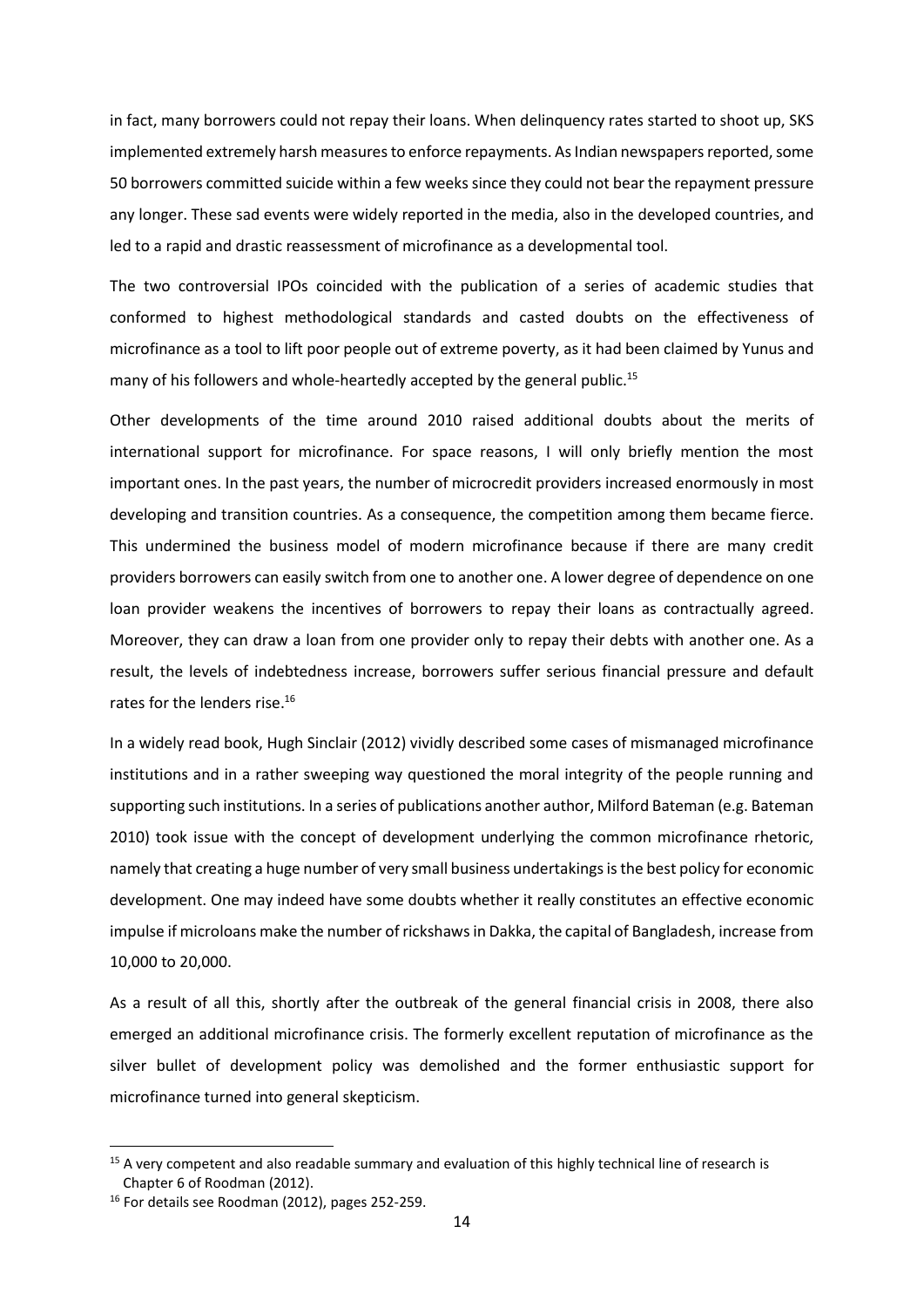in fact, many borrowers could not repay their loans. When delinquency rates started to shoot up, SKS implemented extremely harsh measures to enforce repayments. As Indian newspapers reported, some 50 borrowers committed suicide within a few weeks since they could not bear the repayment pressure any longer. These sad events were widely reported in the media, also in the developed countries, and led to a rapid and drastic reassessment of microfinance as a developmental tool.

The two controversial IPOs coincided with the publication of a series of academic studies that conformed to highest methodological standards and casted doubts on the effectiveness of microfinance as a tool to lift poor people out of extreme poverty, as it had been claimed by Yunus and many of his followers and whole-heartedly accepted by the general public.[15]

Other developments of the time around 2010 raised additional doubts about the merits of international support for microfinance. For space reasons, I will only briefly mention the most important ones. In the past years, the number of microcredit providers increased enormously in most developing and transition countries. As a consequence, the competition among them became fierce. This undermined the business model of modern microfinance because if there are many credit providers borrowers can easily switch from one to another one. A lower degree of dependence on one loan provider weakens the incentives of borrowers to repay their loans as contractually agreed. Moreover, they can draw a loan from one provider only to repay their debts with another one. As a result, the levels of indebtedness increase, borrowers suffer serious financial pressure and default rates for the lenders rise.[16]

In a widely read book, Hugh Sinclair (2012) vividly described some cases of mismanaged microfinance institutions and in a rather sweeping way questioned the moral integrity of the people running and supporting such institutions. In a series of publications another author, Milford Bateman (e.g. Bateman 2010) took issue with the concept of development underlying the common microfinance rhetoric, namely that creating a huge number of very small business undertakings is the best policy for economic development. One may indeed have some doubts whether it really constitutes an effective economic impulse if microloans make the number of rickshaws in Dakka, the capital of Bangladesh, increase from 10,000 to 20,000.

As a result of all this, shortly after the outbreak of the general financial crisis in 2008, there also emerged an additional microfinance crisis. The formerly excellent reputation of microfinance as the silver bullet of development policy was demolished and the former enthusiastic support for microfinance turned into general skepticism.

---

[15] A very competent and also readable summary and evaluation of this highly technical line of research is Chapter 6 of Roodman (2012).

[16] For details see Roodman (2012), pages 252-259.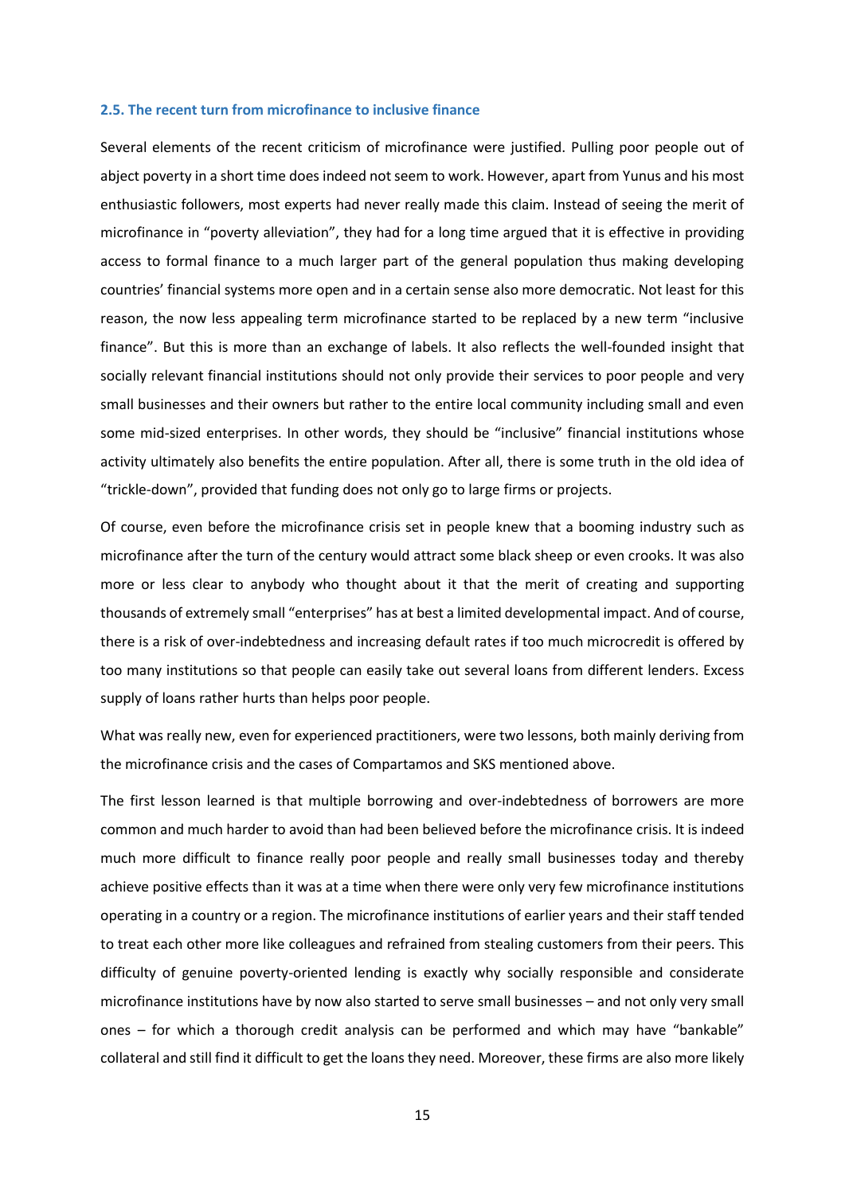### 2.5. The recent turn from microfinance to inclusive finance

Several elements of the recent criticism of microfinance were justified. Pulling poor people out of abject poverty in a short time does indeed not seem to work. However, apart from Yunus and his most enthusiastic followers, most experts had never really made this claim. Instead of seeing the merit of microfinance in "poverty alleviation", they had for a long time argued that it is effective in providing access to formal finance to a much larger part of the general population thus making developing countries' financial systems more open and in a certain sense also more democratic. Not least for this reason, the now less appealing term microfinance started to be replaced by a new term "inclusive finance". But this is more than an exchange of labels. It also reflects the well-founded insight that socially relevant financial institutions should not only provide their services to poor people and very small businesses and their owners but rather to the entire local community including small and even some mid-sized enterprises. In other words, they should be "inclusive" financial institutions whose activity ultimately also benefits the entire population. After all, there is some truth in the old idea of "trickle-down", provided that funding does not only go to large firms or projects.

Of course, even before the microfinance crisis set in people knew that a booming industry such as microfinance after the turn of the century would attract some black sheep or even crooks. It was also more or less clear to anybody who thought about it that the merit of creating and supporting thousands of extremely small "enterprises" has at best a limited developmental impact. And of course, there is a risk of over-indebtedness and increasing default rates if too much microcredit is offered by too many institutions so that people can easily take out several loans from different lenders. Excess supply of loans rather hurts than helps poor people.

What was really new, even for experienced practitioners, were two lessons, both mainly deriving from the microfinance crisis and the cases of Compartamos and SKS mentioned above.

The first lesson learned is that multiple borrowing and over-indebtedness of borrowers are more common and much harder to avoid than had been believed before the microfinance crisis. It is indeed much more difficult to finance really poor people and really small businesses today and thereby achieve positive effects than it was at a time when there were only very few microfinance institutions operating in a country or a region. The microfinance institutions of earlier years and their staff tended to treat each other more like colleagues and refrained from stealing customers from their peers. This difficulty of genuine poverty-oriented lending is exactly why socially responsible and considerate microfinance institutions have by now also started to serve small businesses – and not only very small ones – for which a thorough credit analysis can be performed and which may have "bankable" collateral and still find it difficult to get the loans they need. Moreover, these firms are also more likely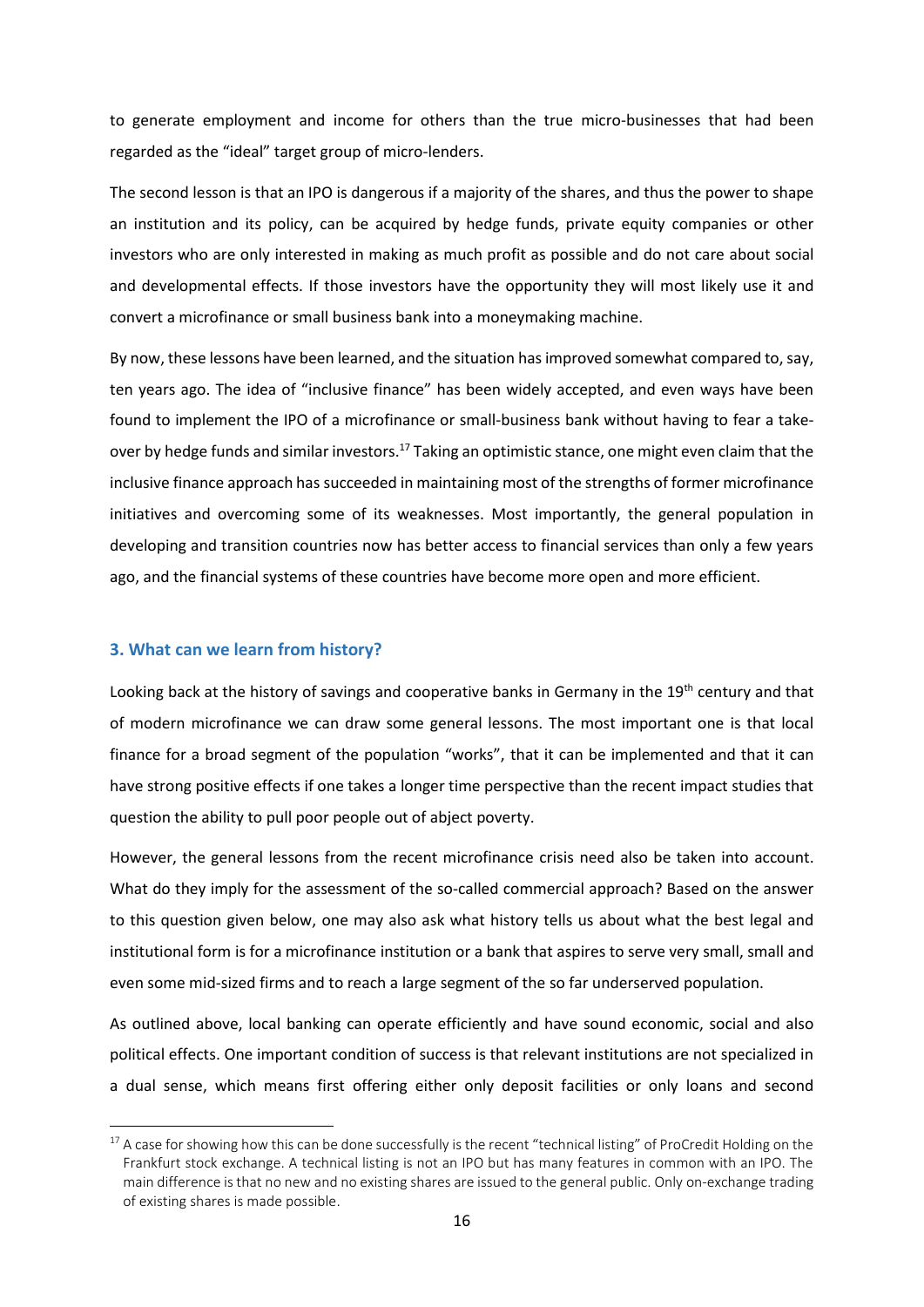to generate employment and income for others than the true micro-businesses that had been regarded as the "ideal" target group of micro-lenders.

The second lesson is that an IPO is dangerous if a majority of the shares, and thus the power to shape an institution and its policy, can be acquired by hedge funds, private equity companies or other investors who are only interested in making as much profit as possible and do not care about social and developmental effects. If those investors have the opportunity they will most likely use it and convert a microfinance or small business bank into a moneymaking machine.

By now, these lessons have been learned, and the situation has improved somewhat compared to, say, ten years ago. The idea of "inclusive finance" has been widely accepted, and even ways have been found to implement the IPO of a microfinance or small-business bank without having to fear a take-over by hedge funds and similar investors.[17] Taking an optimistic stance, one might even claim that the inclusive finance approach has succeeded in maintaining most of the strengths of former microfinance initiatives and overcoming some of its weaknesses. Most importantly, the general population in developing and transition countries now has better access to financial services than only a few years ago, and the financial systems of these countries have become more open and more efficient.

## 3. What can we learn from history?

Looking back at the history of savings and cooperative banks in Germany in the 19th century and that of modern microfinance we can draw some general lessons. The most important one is that local finance for a broad segment of the population "works", that it can be implemented and that it can have strong positive effects if one takes a longer time perspective than the recent impact studies that question the ability to pull poor people out of abject poverty.

However, the general lessons from the recent microfinance crisis need also be taken into account. What do they imply for the assessment of the so-called commercial approach? Based on the answer to this question given below, one may also ask what history tells us about what the best legal and institutional form is for a microfinance institution or a bank that aspires to serve very small, small and even some mid-sized firms and to reach a large segment of the so far underserved population.

As outlined above, local banking can operate efficiently and have sound economic, social and also political effects. One important condition of success is that relevant institutions are not specialized in a dual sense, which means first offering either only deposit facilities or only loans and second

[17] A case for showing how this can be done successfully is the recent "technical listing" of ProCredit Holding on the Frankfurt stock exchange. A technical listing is not an IPO but has many features in common with an IPO. The main difference is that no new and no existing shares are issued to the general public. Only on-exchange trading of existing shares is made possible.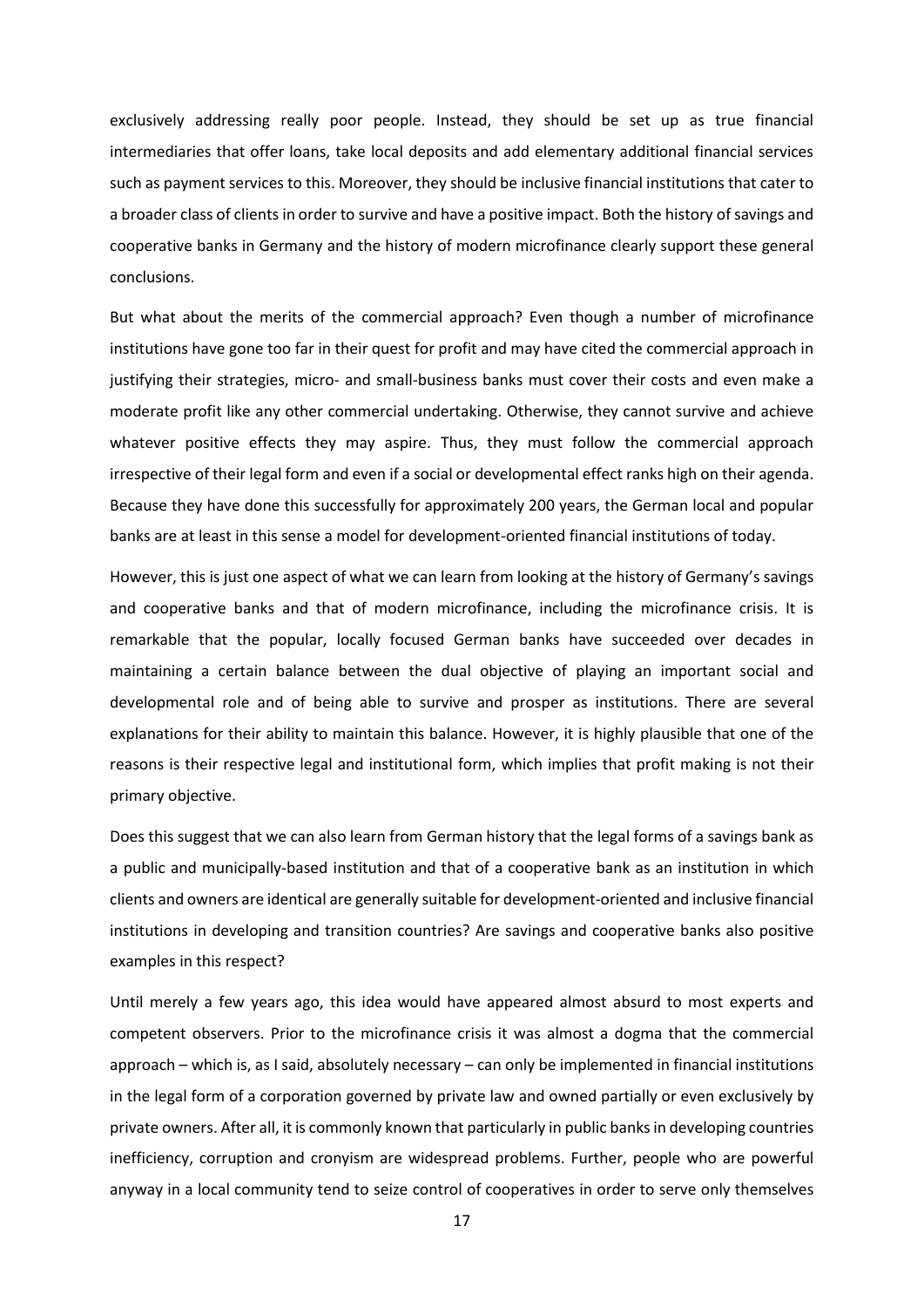exclusively addressing really poor people. Instead, they should be set up as true financial intermediaries that offer loans, take local deposits and add elementary additional financial services such as payment services to this. Moreover, they should be inclusive financial institutions that cater to a broader class of clients in order to survive and have a positive impact. Both the history of savings and cooperative banks in Germany and the history of modern microfinance clearly support these general conclusions.

But what about the merits of the commercial approach? Even though a number of microfinance institutions have gone too far in their quest for profit and may have cited the commercial approach in justifying their strategies, micro- and small-business banks must cover their costs and even make a moderate profit like any other commercial undertaking. Otherwise, they cannot survive and achieve whatever positive effects they may aspire. Thus, they must follow the commercial approach irrespective of their legal form and even if a social or developmental effect ranks high on their agenda. Because they have done this successfully for approximately 200 years, the German local and popular banks are at least in this sense a model for development-oriented financial institutions of today.

However, this is just one aspect of what we can learn from looking at the history of Germany's savings and cooperative banks and that of modern microfinance, including the microfinance crisis. It is remarkable that the popular, locally focused German banks have succeeded over decades in maintaining a certain balance between the dual objective of playing an important social and developmental role and of being able to survive and prosper as institutions. There are several explanations for their ability to maintain this balance. However, it is highly plausible that one of the reasons is their respective legal and institutional form, which implies that profit making is not their primary objective.

Does this suggest that we can also learn from German history that the legal forms of a savings bank as a public and municipally-based institution and that of a cooperative bank as an institution in which clients and owners are identical are generally suitable for development-oriented and inclusive financial institutions in developing and transition countries? Are savings and cooperative banks also positive examples in this respect?

Until merely a few years ago, this idea would have appeared almost absurd to most experts and competent observers. Prior to the microfinance crisis it was almost a dogma that the commercial approach – which is, as I said, absolutely necessary – can only be implemented in financial institutions in the legal form of a corporation governed by private law and owned partially or even exclusively by private owners. After all, it is commonly known that particularly in public banks in developing countries inefficiency, corruption and cronyism are widespread problems. Further, people who are powerful anyway in a local community tend to seize control of cooperatives in order to serve only themselves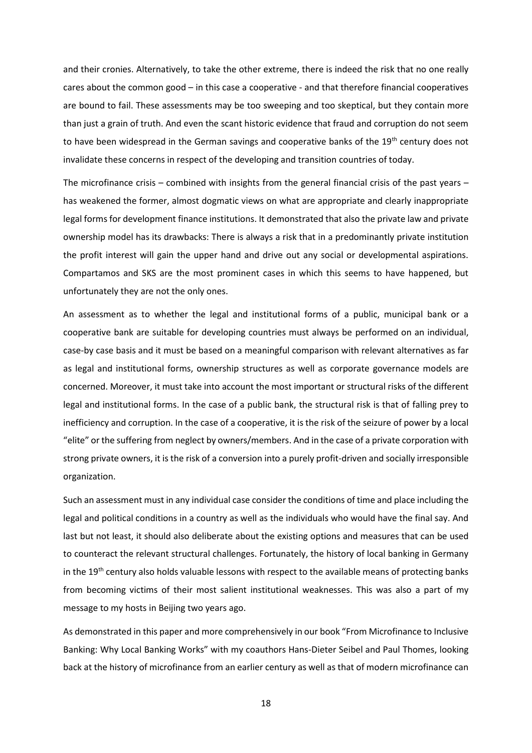and their cronies. Alternatively, to take the other extreme, there is indeed the risk that no one really cares about the common good – in this case a cooperative - and that therefore financial cooperatives are bound to fail. These assessments may be too sweeping and too skeptical, but they contain more than just a grain of truth. And even the scant historic evidence that fraud and corruption do not seem to have been widespread in the German savings and cooperative banks of the 19th century does not invalidate these concerns in respect of the developing and transition countries of today.

The microfinance crisis – combined with insights from the general financial crisis of the past years – has weakened the former, almost dogmatic views on what are appropriate and clearly inappropriate legal forms for development finance institutions. It demonstrated that also the private law and private ownership model has its drawbacks: There is always a risk that in a predominantly private institution the profit interest will gain the upper hand and drive out any social or developmental aspirations. Compartamos and SKS are the most prominent cases in which this seems to have happened, but unfortunately they are not the only ones.

An assessment as to whether the legal and institutional forms of a public, municipal bank or a cooperative bank are suitable for developing countries must always be performed on an individual, case-by case basis and it must be based on a meaningful comparison with relevant alternatives as far as legal and institutional forms, ownership structures as well as corporate governance models are concerned. Moreover, it must take into account the most important or structural risks of the different legal and institutional forms. In the case of a public bank, the structural risk is that of falling prey to inefficiency and corruption. In the case of a cooperative, it is the risk of the seizure of power by a local "elite" or the suffering from neglect by owners/members. And in the case of a private corporation with strong private owners, it is the risk of a conversion into a purely profit-driven and socially irresponsible organization.

Such an assessment must in any individual case consider the conditions of time and place including the legal and political conditions in a country as well as the individuals who would have the final say. And last but not least, it should also deliberate about the existing options and measures that can be used to counteract the relevant structural challenges. Fortunately, the history of local banking in Germany in the 19th century also holds valuable lessons with respect to the available means of protecting banks from becoming victims of their most salient institutional weaknesses. This was also a part of my message to my hosts in Beijing two years ago.

As demonstrated in this paper and more comprehensively in our book "From Microfinance to Inclusive Banking: Why Local Banking Works" with my coauthors Hans-Dieter Seibel and Paul Thomes, looking back at the history of microfinance from an earlier century as well as that of modern microfinance can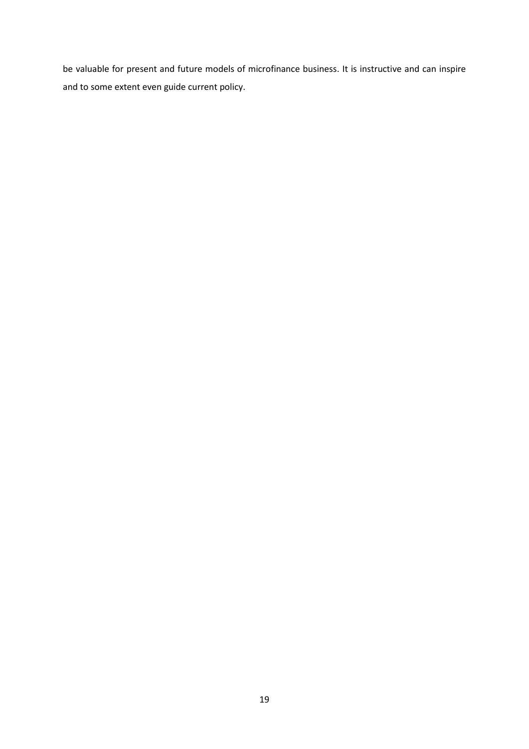be valuable for present and future models of microfinance business. It is instructive and can inspire and to some extent even guide current policy.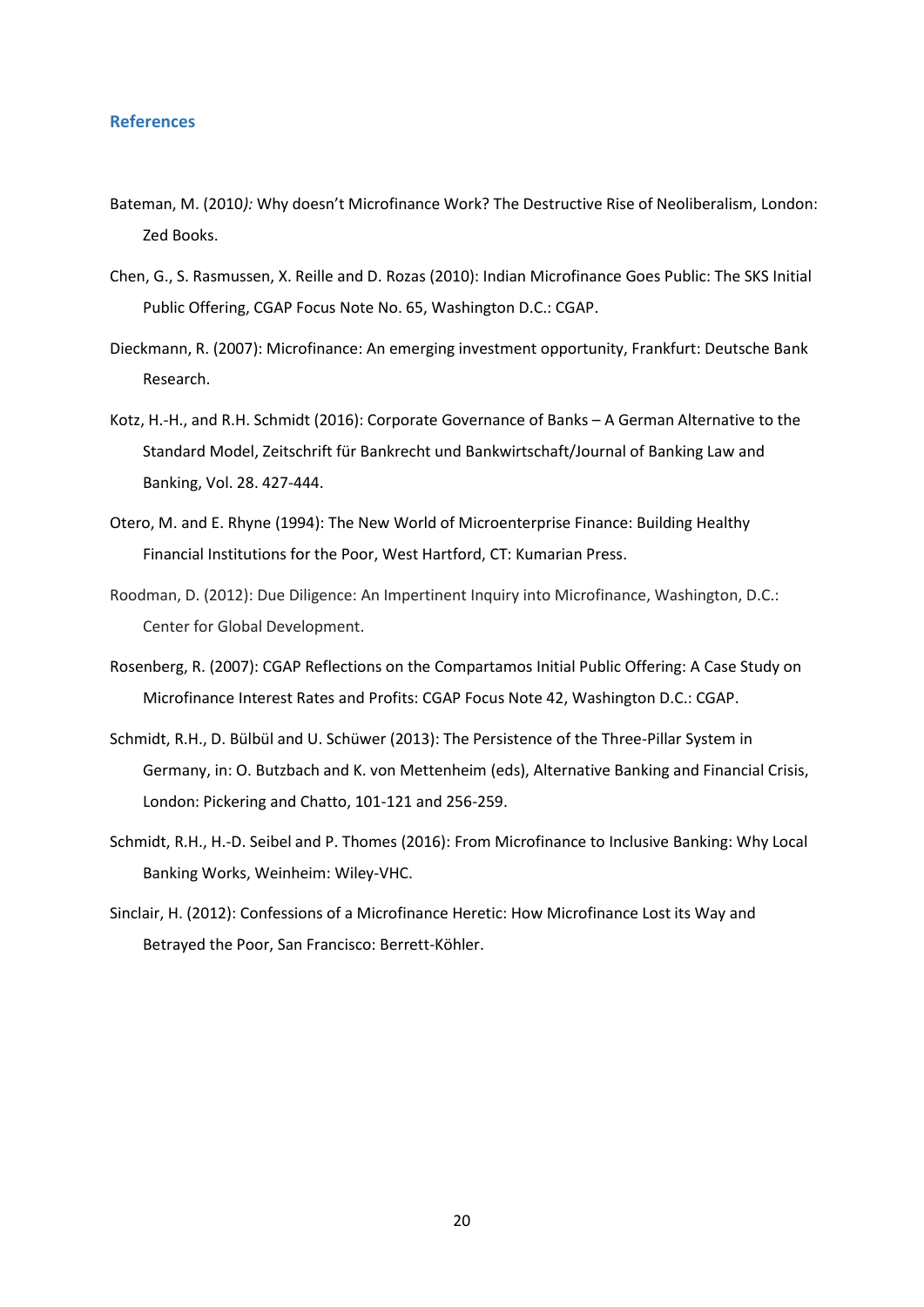## References

Bateman, M. (2010): Why doesn't Microfinance Work? The Destructive Rise of Neoliberalism, London: Zed Books.

Chen, G., S. Rasmussen, X. Reille and D. Rozas (2010): Indian Microfinance Goes Public: The SKS Initial Public Offering, CGAP Focus Note No. 65, Washington D.C.: CGAP.

Dieckmann, R. (2007): Microfinance: An emerging investment opportunity, Frankfurt: Deutsche Bank Research.

Kotz, H.-H., and R.H. Schmidt (2016): Corporate Governance of Banks – A German Alternative to the Standard Model, Zeitschrift für Bankrecht und Bankwirtschaft/Journal of Banking Law and Banking, Vol. 28. 427-444.

Otero, M. and E. Rhyne (1994): The New World of Microenterprise Finance: Building Healthy Financial Institutions for the Poor, West Hartford, CT: Kumarian Press.

Roodman, D. (2012): Due Diligence: An Impertinent Inquiry into Microfinance, Washington, D.C.: Center for Global Development.

Rosenberg, R. (2007): CGAP Reflections on the Compartamos Initial Public Offering: A Case Study on Microfinance Interest Rates and Profits: CGAP Focus Note 42, Washington D.C.: CGAP.

Schmidt, R.H., D. Bülbül and U. Schüwer (2013): The Persistence of the Three-Pillar System in Germany, in: O. Butzbach and K. von Mettenheim (eds), Alternative Banking and Financial Crisis, London: Pickering and Chatto, 101-121 and 256-259.

Schmidt, R.H., H.-D. Seibel and P. Thomes (2016): From Microfinance to Inclusive Banking: Why Local Banking Works, Weinheim: Wiley-VHC.

Sinclair, H. (2012): Confessions of a Microfinance Heretic: How Microfinance Lost its Way and Betrayed the Poor, San Francisco: Berrett-Köhler.